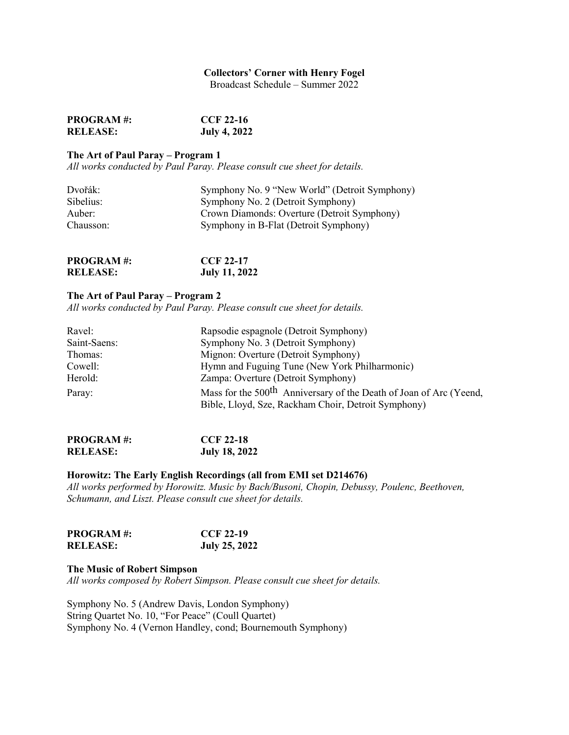**Collectors' Corner with Henry Fogel**

Broadcast Schedule – Summer 2022

| | |
|---|---|
| **PROGRAM #:** | **CCF 22-16** |
| **RELEASE:** | **July 4, 2022** |

**The Art of Paul Paray – Program 1**

*All works conducted by Paul Paray. Please consult cue sheet for details.*

| | |
|---|---|
| Dvořák: | Symphony No. 9 "New World" (Detroit Symphony) |
| Sibelius: | Symphony No. 2 (Detroit Symphony) |
| Auber: | Crown Diamonds: Overture (Detroit Symphony) |
| Chausson: | Symphony in B-Flat (Detroit Symphony) |

| | |
|---|---|
| **PROGRAM #:** | **CCF 22-17** |
| **RELEASE:** | **July 11, 2022** |

**The Art of Paul Paray – Program 2**

*All works conducted by Paul Paray. Please consult cue sheet for details.*

| | |
|---|---|
| Ravel: | Rapsodie espagnole (Detroit Symphony) |
| Saint-Saens: | Symphony No. 3 (Detroit Symphony) |
| Thomas: | Mignon: Overture (Detroit Symphony) |
| Cowell: | Hymn and Fuguing Tune (New York Philharmonic) |
| Herold: | Zampa: Overture (Detroit Symphony) |
| Paray: | Mass for the 500th Anniversary of the Death of Joan of Arc (Yeend, Bible, Lloyd, Sze, Rackham Choir, Detroit Symphony) |

| | |
|---|---|
| **PROGRAM #:** | **CCF 22-18** |
| **RELEASE:** | **July 18, 2022** |

**Horowitz: The Early English Recordings (all from EMI set D214676)**

*All works performed by Horowitz. Music by Bach/Busoni, Chopin, Debussy, Poulenc, Beethoven, Schumann, and Liszt. Please consult cue sheet for details.*

| | |
|---|---|
| **PROGRAM #:** | **CCF 22-19** |
| **RELEASE:** | **July 25, 2022** |

**The Music of Robert Simpson**

*All works composed by Robert Simpson. Please consult cue sheet for details.*

Symphony No. 5 (Andrew Davis, London Symphony)
String Quartet No. 10, "For Peace" (Coull Quartet)
Symphony No. 4 (Vernon Handley, cond; Bournemouth Symphony)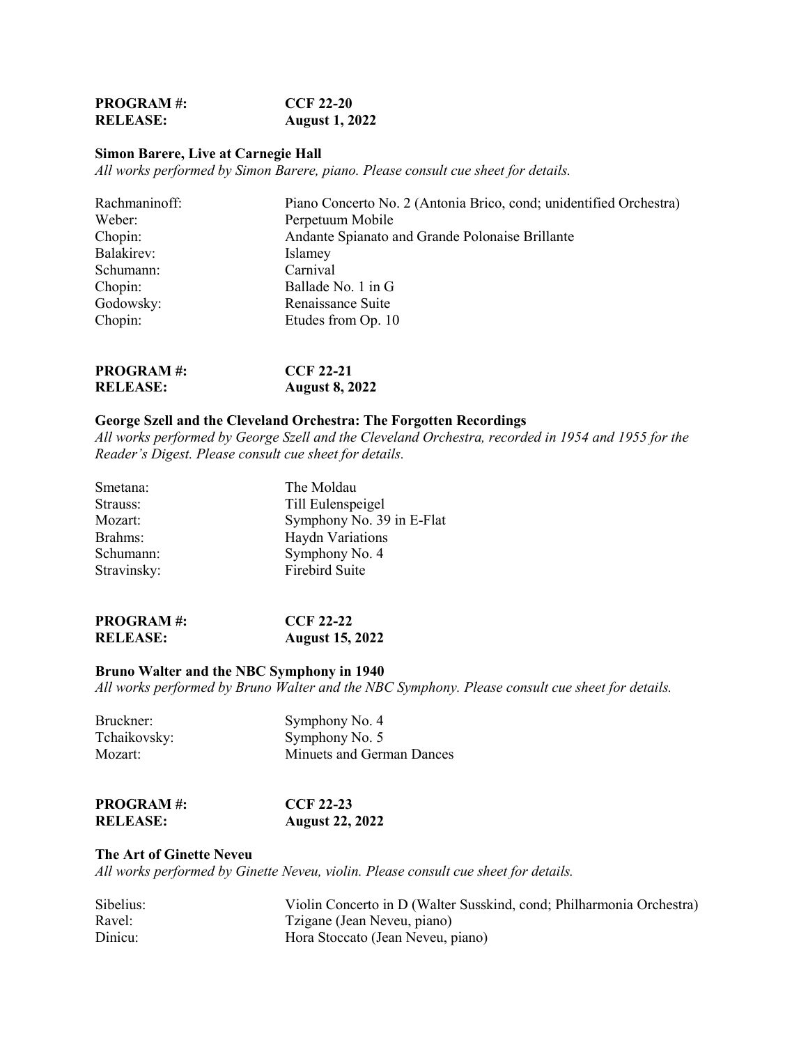**PROGRAM #:** **CCF 22-20**
**RELEASE:** **August 1, 2022**

**Simon Barere, Live at Carnegie Hall**

*All works performed by Simon Barere, piano. Please consult cue sheet for details.*

| | |
|---|---|
| Rachmaninoff: | Piano Concerto No. 2 (Antonia Brico, cond; unidentified Orchestra) |
| Weber: | Perpetuum Mobile |
| Chopin: | Andante Spianato and Grande Polonaise Brillante |
| Balakirev: | Islamey |
| Schumann: | Carnival |
| Chopin: | Ballade No. 1 in G |
| Godowsky: | Renaissance Suite |
| Chopin: | Etudes from Op. 10 |

**PROGRAM #:** **CCF 22-21**
**RELEASE:** **August 8, 2022**

**George Szell and the Cleveland Orchestra: The Forgotten Recordings**

*All works performed by George Szell and the Cleveland Orchestra, recorded in 1954 and 1955 for the Reader's Digest. Please consult cue sheet for details.*

| | |
|---|---|
| Smetana: | The Moldau |
| Strauss: | Till Eulenspeigel |
| Mozart: | Symphony No. 39 in E-Flat |
| Brahms: | Haydn Variations |
| Schumann: | Symphony No. 4 |
| Stravinsky: | Firebird Suite |

**PROGRAM #:** **CCF 22-22**
**RELEASE:** **August 15, 2022**

**Bruno Walter and the NBC Symphony in 1940**

*All works performed by Bruno Walter and the NBC Symphony. Please consult cue sheet for details.*

| | |
|---|---|
| Bruckner: | Symphony No. 4 |
| Tchaikovsky: | Symphony No. 5 |
| Mozart: | Minuets and German Dances |

**PROGRAM #:** **CCF 22-23**
**RELEASE:** **August 22, 2022**

**The Art of Ginette Neveu**

*All works performed by Ginette Neveu, violin. Please consult cue sheet for details.*

| | |
|---|---|
| Sibelius: | Violin Concerto in D (Walter Susskind, cond; Philharmonia Orchestra) |
| Ravel: | Tzigane (Jean Neveu, piano) |
| Dinicu: | Hora Stoccato (Jean Neveu, piano) |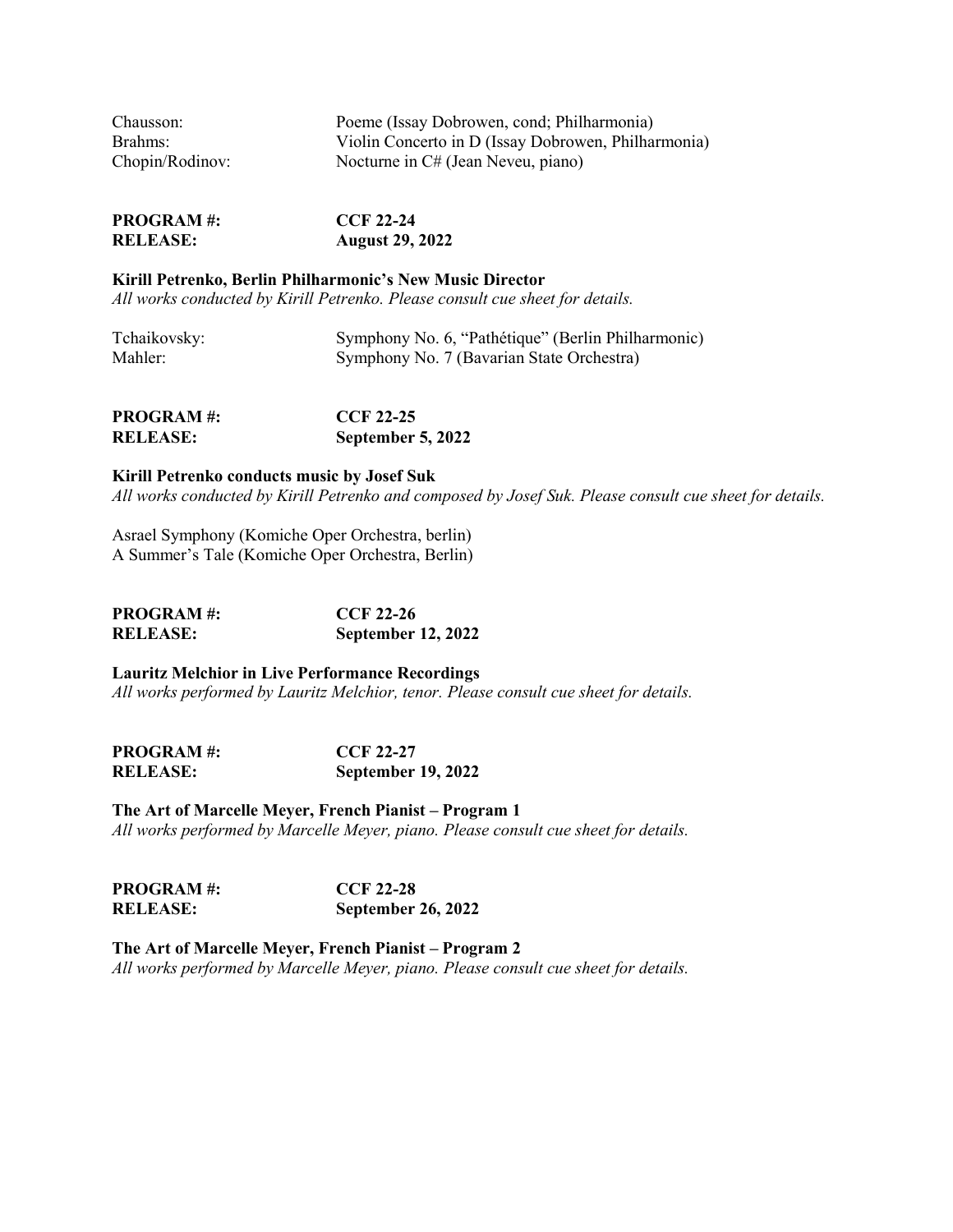| | |
|---|---|
| Chausson: | Poeme (Issay Dobrowen, cond; Philharmonia) |
| Brahms: | Violin Concerto in D (Issay Dobrowen, Philharmonia) |
| Chopin/Rodinov: | Nocturne in C# (Jean Neveu, piano) |

**PROGRAM #: CCF 22-24**
**RELEASE: August 29, 2022**

**Kirill Petrenko, Berlin Philharmonic's New Music Director**
*All works conducted by Kirill Petrenko. Please consult cue sheet for details.*

| | |
|---|---|
| Tchaikovsky: | Symphony No. 6, "Pathétique" (Berlin Philharmonic) |
| Mahler: | Symphony No. 7 (Bavarian State Orchestra) |

**PROGRAM #: CCF 22-25**
**RELEASE: September 5, 2022**

**Kirill Petrenko conducts music by Josef Suk**
*All works conducted by Kirill Petrenko and composed by Josef Suk. Please consult cue sheet for details.*

Asrael Symphony (Komiche Oper Orchestra, berlin)
A Summer's Tale (Komiche Oper Orchestra, Berlin)

**PROGRAM #: CCF 22-26**
**RELEASE: September 12, 2022**

**Lauritz Melchior in Live Performance Recordings**
*All works performed by Lauritz Melchior, tenor. Please consult cue sheet for details.*

**PROGRAM #: CCF 22-27**
**RELEASE: September 19, 2022**

**The Art of Marcelle Meyer, French Pianist – Program 1**
*All works performed by Marcelle Meyer, piano. Please consult cue sheet for details.*

**PROGRAM #: CCF 22-28**
**RELEASE: September 26, 2022**

**The Art of Marcelle Meyer, French Pianist – Program 2**
*All works performed by Marcelle Meyer, piano. Please consult cue sheet for details.*